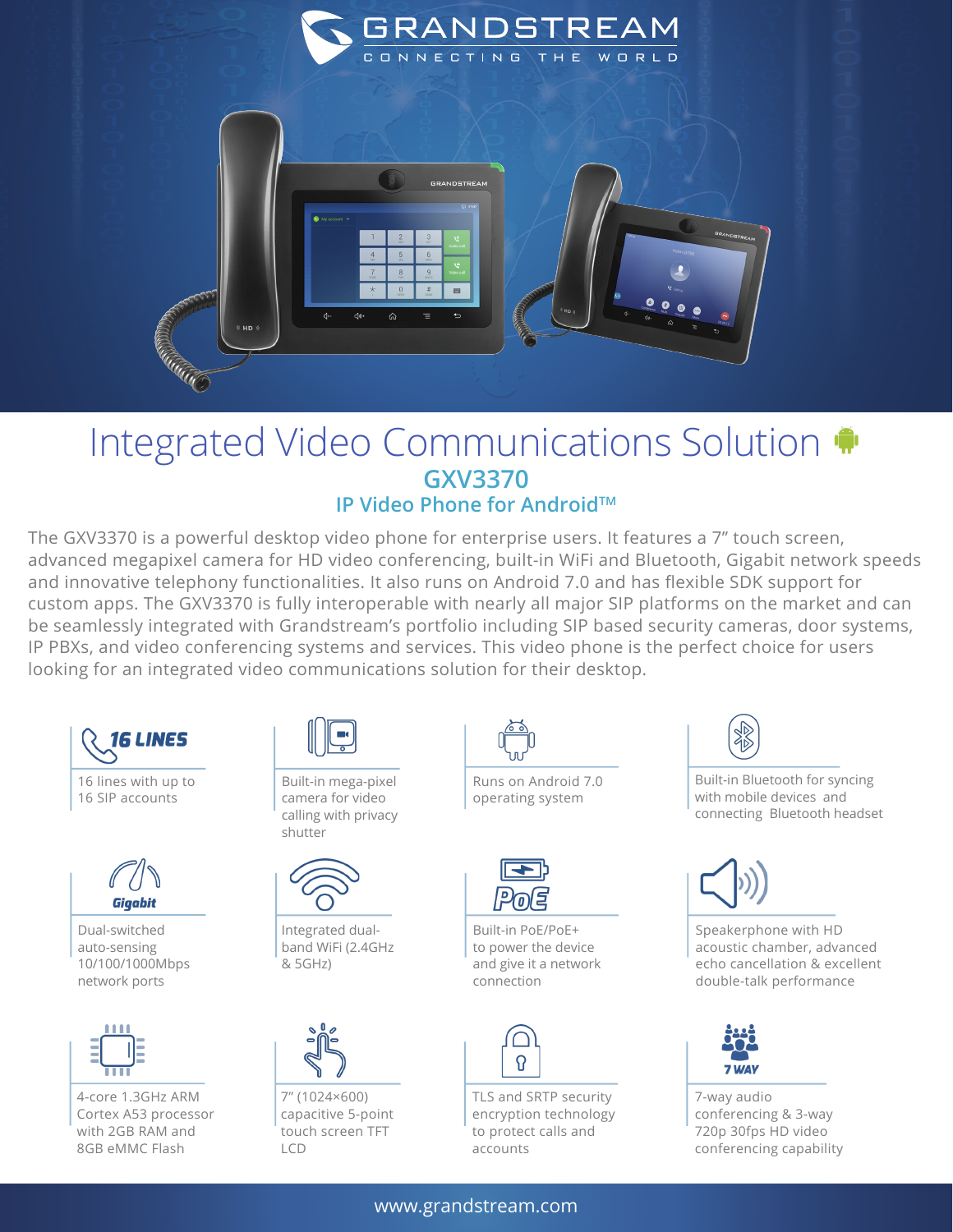GRANDSTREAM

CONNECTING THE WORLD

# Integrated Video Communications Solution

## GXV3370

### IP Video Phone for Android™

The GXV3370 is a powerful desktop video phone for enterprise users. It features a 7" touch screen, advanced megapixel camera for HD video conferencing, built-in WiFi and Bluetooth, Gigabit network speeds and innovative telephony functionalities. It also runs on Android 7.0 and has flexible SDK support for custom apps. The GXV3370 is fully interoperable with nearly all major SIP platforms on the market and can be seamlessly integrated with Grandstream's portfolio including SIP based security cameras, door systems, IP PBXs, and video conferencing systems and services. This video phone is the perfect choice for users looking for an integrated video communications solution for their desktop.

**16 LINES**

16 lines with up to 16 SIP accounts

Built-in mega-pixel camera for video calling with privacy shutter

Runs on Android 7.0 operating system

Built-in Bluetooth for syncing with mobile devices and connecting Bluetooth headset

**Gigabit**

Dual-switched auto-sensing 10/100/1000Mbps network ports

Integrated dual-band WiFi (2.4GHz & 5GHz)

**PoE**

Built-in PoE/PoE+ to power the device and give it a network connection

Speakerphone with HD acoustic chamber, advanced echo cancellation & excellent double-talk performance

4-core 1.3GHz ARM Cortex A53 processor with 2GB RAM and 8GB eMMC Flash

7" (1024×600) capacitive 5-point touch screen TFT LCD

TLS and SRTP security encryption technology to protect calls and accounts

**7 WAY**

7-way audio conferencing & 3-way 720p 30fps HD video conferencing capability

www.grandstream.com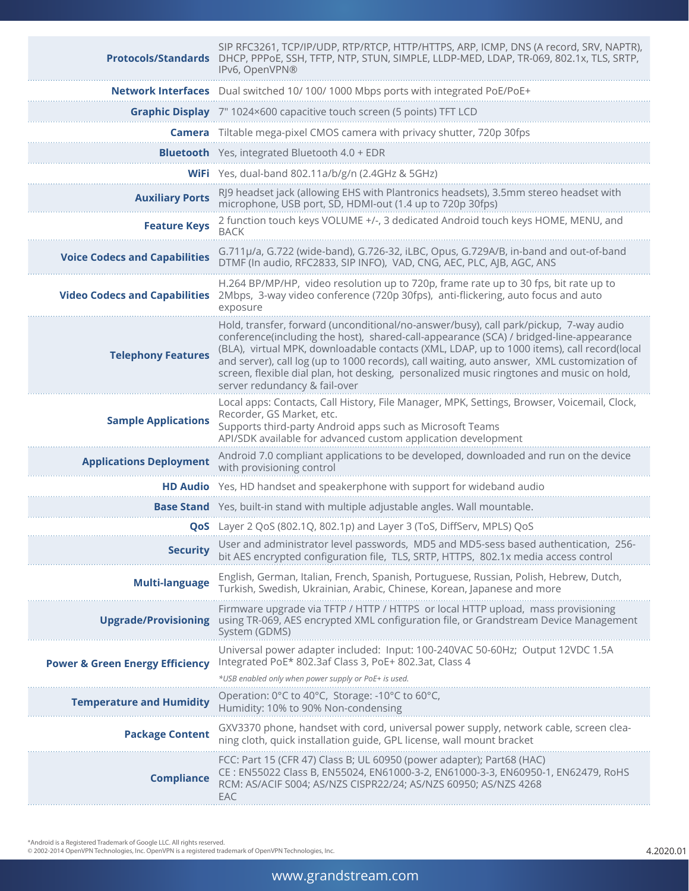| | |
|---|---|
| **Protocols/Standards** | SIP RFC3261, TCP/IP/UDP, RTP/RTCP, HTTP/HTTPS, ARP, ICMP, DNS (A record, SRV, NAPTR), DHCP, PPPoE, SSH, TFTP, NTP, STUN, SIMPLE, LLDP-MED, LDAP, TR-069, 802.1x, TLS, SRTP, IPv6, OpenVPN® |
| **Network Interfaces** | Dual switched 10/ 100/ 1000 Mbps ports with integrated PoE/PoE+ |
| **Graphic Display** | 7" 1024×600 capacitive touch screen (5 points) TFT LCD |
| **Camera** | Tiltable mega-pixel CMOS camera with privacy shutter, 720p 30fps |
| **Bluetooth** | Yes, integrated Bluetooth 4.0 + EDR |
| **WiFi** | Yes, dual-band 802.11a/b/g/n (2.4GHz & 5GHz) |
| **Auxiliary Ports** | RJ9 headset jack (allowing EHS with Plantronics headsets), 3.5mm stereo headset with microphone, USB port, SD, HDMI-out (1.4 up to 720p 30fps) |
| **Feature Keys** | 2 function touch keys VOLUME +/-, 3 dedicated Android touch keys HOME, MENU, and BACK |
| **Voice Codecs and Capabilities** | G.711µ/a, G.722 (wide-band), G.726-32, iLBC, Opus, G.729A/B, in-band and out-of-band DTMF (In audio, RFC2833, SIP INFO), VAD, CNG, AEC, PLC, AJB, AGC, ANS |
| **Video Codecs and Capabilities** | H.264 BP/MP/HP, video resolution up to 720p, frame rate up to 30 fps, bit rate up to 2Mbps, 3-way video conference (720p 30fps), anti-flickering, auto focus and auto exposure |
| **Telephony Features** | Hold, transfer, forward (unconditional/no-answer/busy), call park/pickup, 7-way audio conference(including the host), shared-call-appearance (SCA) / bridged-line-appearance (BLA), virtual MPK, downloadable contacts (XML, LDAP, up to 1000 items), call record(local and server), call log (up to 1000 records), call waiting, auto answer, XML customization of screen, flexible dial plan, hot desking, personalized music ringtones and music on hold, server redundancy & fail-over |
| **Sample Applications** | Local apps: Contacts, Call History, File Manager, MPK, Settings, Browser, Voicemail, Clock, Recorder, GS Market, etc.<br>Supports third-party Android apps such as Microsoft Teams<br>API/SDK available for advanced custom application development |
| **Applications Deployment** | Android 7.0 compliant applications to be developed, downloaded and run on the device with provisioning control |
| **HD Audio** | Yes, HD handset and speakerphone with support for wideband audio |
| **Base Stand** | Yes, built-in stand with multiple adjustable angles. Wall mountable. |
| **QoS** | Layer 2 QoS (802.1Q, 802.1p) and Layer 3 (ToS, DiffServ, MPLS) QoS |
| **Security** | User and administrator level passwords, MD5 and MD5-sess based authentication, 256-bit AES encrypted configuration file, TLS, SRTP, HTTPS, 802.1x media access control |
| **Multi-language** | English, German, Italian, French, Spanish, Portuguese, Russian, Polish, Hebrew, Dutch, Turkish, Swedish, Ukrainian, Arabic, Chinese, Korean, Japanese and more |
| **Upgrade/Provisioning** | Firmware upgrade via TFTP / HTTP / HTTPS or local HTTP upload, mass provisioning using TR-069, AES encrypted XML configuration file, or Grandstream Device Management System (GDMS) |
| **Power & Green Energy Efficiency** | Universal power adapter included: Input: 100-240VAC 50-60Hz; Output 12VDC 1.5A<br>Integrated PoE* 802.3af Class 3, PoE+ 802.3at, Class 4<br>*\*USB enabled only when power supply or PoE+ is used.* |
| **Temperature and Humidity** | Operation: 0°C to 40°C, Storage: -10°C to 60°C,<br>Humidity: 10% to 90% Non-condensing |
| **Package Content** | GXV3370 phone, handset with cord, universal power supply, network cable, screen cleaning cloth, quick installation guide, GPL license, wall mount bracket |
| **Compliance** | FCC: Part 15 (CFR 47) Class B; UL 60950 (power adapter); Part68 (HAC)<br>CE : EN55022 Class B, EN55024, EN61000-3-2, EN61000-3-3, EN60950-1, EN62479, RoHS<br>RCM: AS/ACIF S004; AS/NZS CISPR22/24; AS/NZS 60950; AS/NZS 4268<br>EAC |

*Android is a Registered Trademark of Google LLC. All rights reserved.
© 2002-2014 OpenVPN Technologies, Inc. OpenVPN is a registered trademark of OpenVPN Technologies, Inc.

4.2020.01

www.grandstream.com